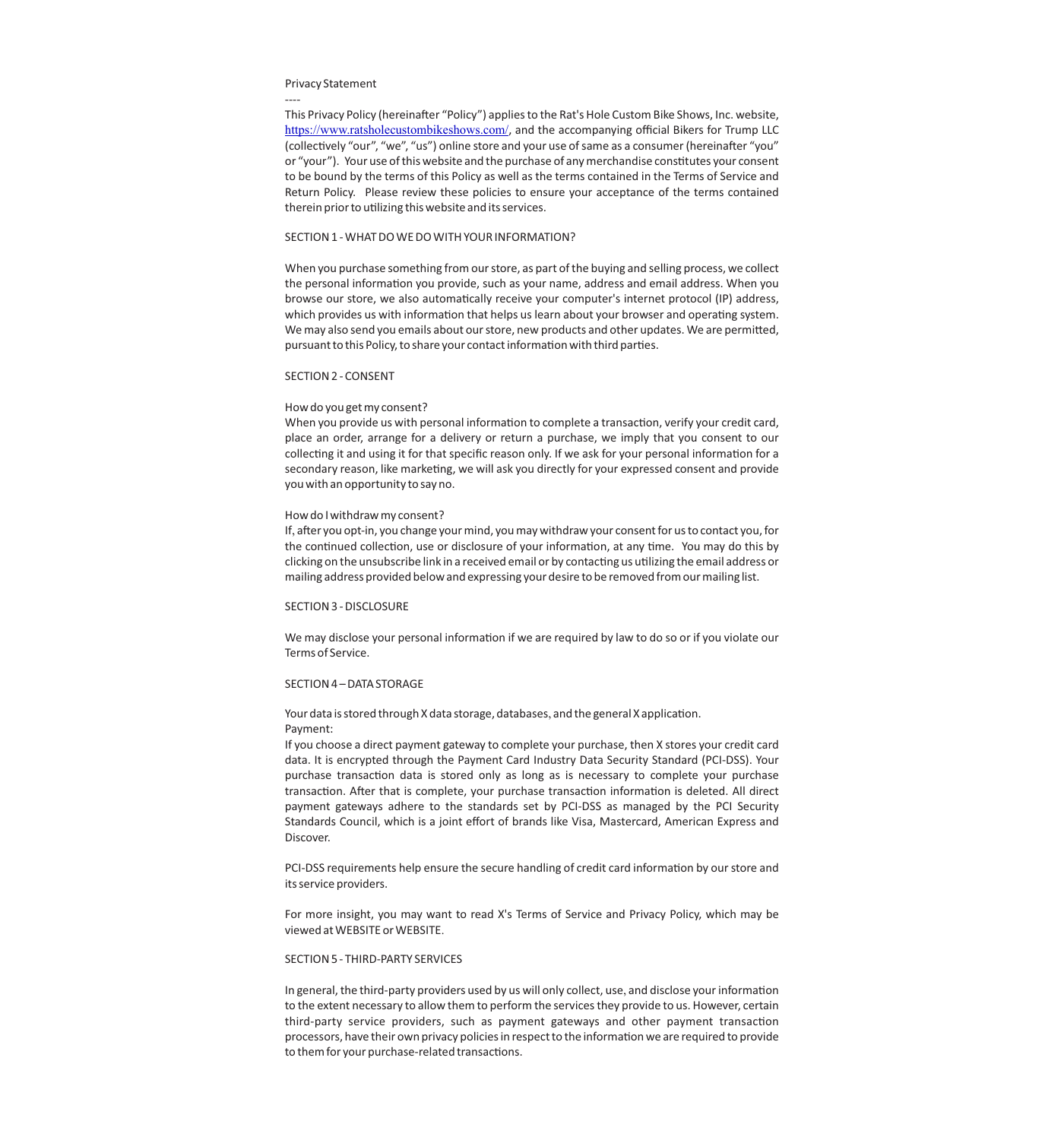# Privacy Statement

----

This Privacy Policy (hereinafter "Policy") applies to the Rat's Hole Custom Bike Shows, Inc. website, https://www.ratsholecustombikeshows.com/, and the accompanying official Bikers for Trump LLC (collectively "our", "we", "us") online store and your use of same as a consumer (hereinafter "you" or "your"). Your use of this website and the purchase of any merchandise constitutes your consent to be bound by the terms of this Policy as well as the terms contained in the Terms of Service and Return Policy. Please review these policies to ensure your acceptance of the terms contained therein prior to utilizing this website and its services.

## SECTION 1 - WHAT DO WE DO WITH YOUR INFORMATION?

When you purchase something from our store, as part of the buying and selling process, we collect the personal information you provide, such as your name, address and email address. When you browse our store, we also automatically receive your computer's internet protocol (IP) address, which provides us with information that helps us learn about your browser and operating system. We may also send you emails about our store, new products and other updates. We are permitted, pursuant to this Policy, to share your contact information with third parties.

## SECTION 2 - CONSENT

### How do you get my consent?

When you provide us with personal information to complete a transaction, verify your credit card, place an order, arrange for a delivery or return a purchase, we imply that you consent to our collecting it and using it for that specific reason only. If we ask for your personal information for a secondary reason, like marketing, we will ask you directly for your expressed consent and provide you with an opportunity to say no.

### How do I withdraw my consent?

If, after you opt-in, you change your mind, you may withdraw your consent for us to contact you, for the continued collection, use or disclosure of your information, at any time. You may do this by clicking on the unsubscribe link in a received email or by contacting us utilizing the email address or mailing address provided below and expressing your desire to be removed from our mailing list.

## SECTION 3 - DISCLOSURE

We may disclose your personal information if we are required by law to do so or if you violate our Terms of Service.

## SECTION 4 – DATA STORAGE

Your data is stored through X data storage, databases, and the general X application.

Payment:

If you choose a direct payment gateway to complete your purchase, then X stores your credit card data. It is encrypted through the Payment Card Industry Data Security Standard (PCI-DSS). Your purchase transaction data is stored only as long as is necessary to complete your purchase transaction. After that is complete, your purchase transaction information is deleted. All direct payment gateways adhere to the standards set by PCI-DSS as managed by the PCI Security Standards Council, which is a joint effort of brands like Visa, Mastercard, American Express and Discover.

PCI-DSS requirements help ensure the secure handling of credit card information by our store and its service providers.

For more insight, you may want to read X's Terms of Service and Privacy Policy, which may be viewed at WEBSITE or WEBSITE.

## SECTION 5 - THIRD-PARTY SERVICES

In general, the third-party providers used by us will only collect, use, and disclose your information to the extent necessary to allow them to perform the services they provide to us. However, certain third-party service providers, such as payment gateways and other payment transaction processors, have their own privacy policies in respect to the information we are required to provide to them for your purchase-related transactions.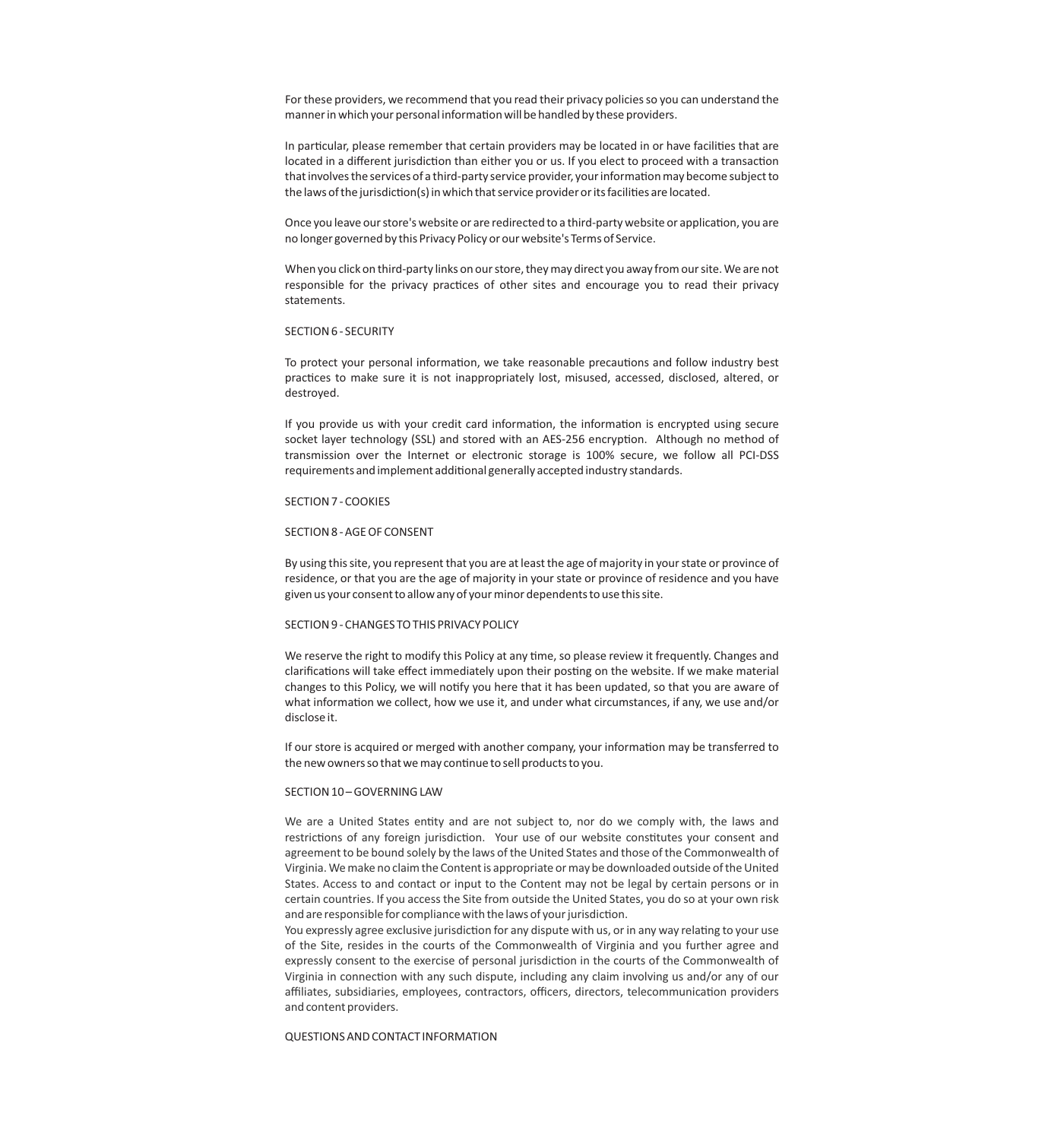For these providers, we recommend that you read their privacy policies so you can understand the manner in which your personal information will be handled by these providers.

In particular, please remember that certain providers may be located in or have facilities that are located in a different jurisdiction than either you or us. If you elect to proceed with a transaction that involves the services of a third-party service provider, your information may become subject to the laws of the jurisdiction(s) in which that service provider or its facilities are located.

Once you leave our store's website or are redirected to a third-party website or application, you are no longer governed by this Privacy Policy or our website's Terms of Service.

When you click on third-party links on our store, they may direct you away from our site. We are not responsible for the privacy practices of other sites and encourage you to read their privacy statements.

## SECTION 6 - SECURITY

To protect your personal information, we take reasonable precautions and follow industry best practices to make sure it is not inappropriately lost, misused, accessed, disclosed, altered, or destroyed.

If you provide us with your credit card information, the information is encrypted using secure socket layer technology (SSL) and stored with an AES-256 encryption. Although no method of transmission over the Internet or electronic storage is 100% secure, we follow all PCI-DSS requirements and implement additional generally accepted industry standards.

## SECTION 7 - COOKIES

## SECTION 8 - AGE OF CONSENT

By using this site, you represent that you are at least the age of majority in your state or province of residence, or that you are the age of majority in your state or province of residence and you have given us your consent to allow any of your minor dependents to use this site.

## SECTION 9 - CHANGES TO THIS PRIVACY POLICY

We reserve the right to modify this Policy at any time, so please review it frequently. Changes and clarifications will take effect immediately upon their posting on the website. If we make material changes to this Policy, we will notify you here that it has been updated, so that you are aware of what information we collect, how we use it, and under what circumstances, if any, we use and/or disclose it.

If our store is acquired or merged with another company, your information may be transferred to the new owners so that we may continue to sell products to you.

## SECTION 10 – GOVERNING LAW

We are a United States entity and are not subject to, nor do we comply with, the laws and restrictions of any foreign jurisdiction. Your use of our website constitutes your consent and agreement to be bound solely by the laws of the United States and those of the Commonwealth of Virginia. We make no claim the Content is appropriate or may be downloaded outside of the United States. Access to and contact or input to the Content may not be legal by certain persons or in certain countries. If you access the Site from outside the United States, you do so at your own risk and are responsible for compliance with the laws of your jurisdiction.
You expressly agree exclusive jurisdiction for any dispute with us, or in any way relating to your use of the Site, resides in the courts of the Commonwealth of Virginia and you further agree and expressly consent to the exercise of personal jurisdiction in the courts of the Commonwealth of Virginia in connection with any such dispute, including any claim involving us and/or any of our affiliates, subsidiaries, employees, contractors, officers, directors, telecommunication providers and content providers.

## QUESTIONS AND CONTACT INFORMATION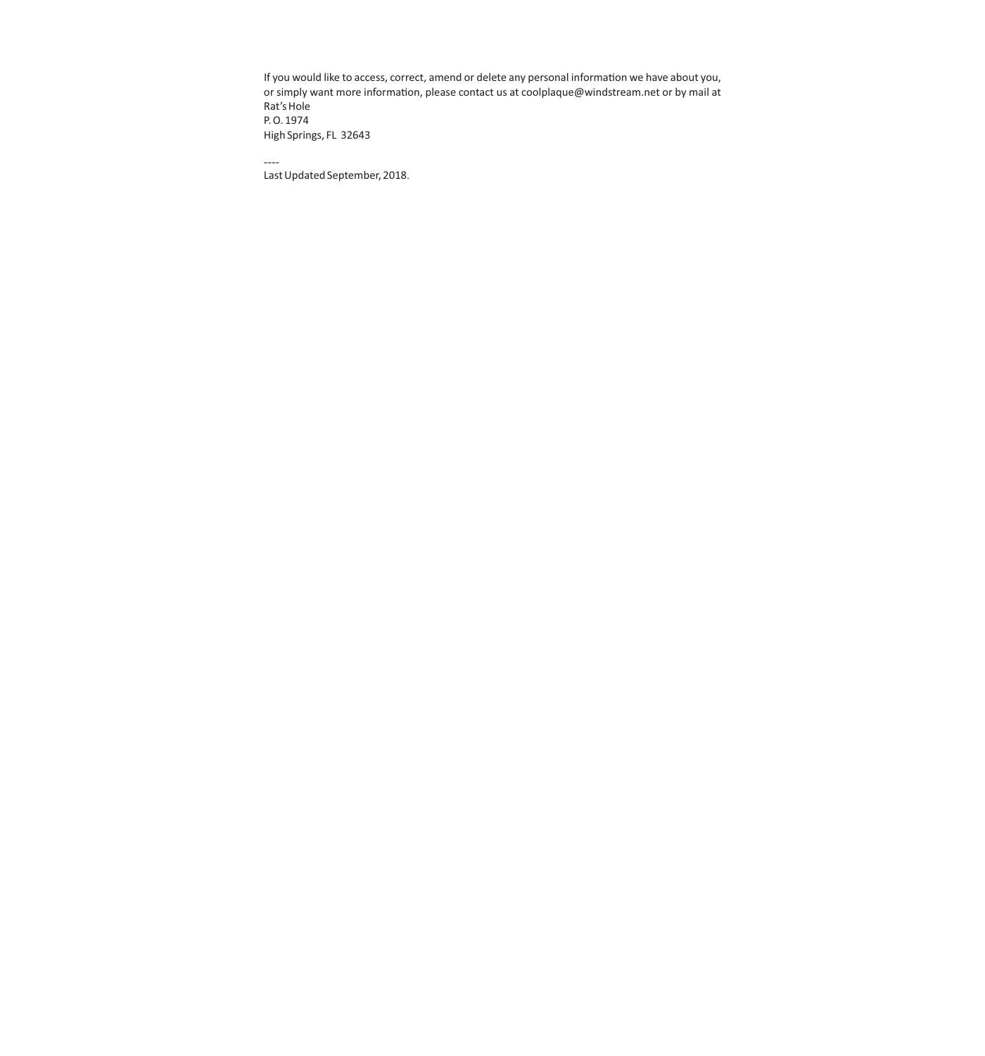If you would like to access, correct, amend or delete any personal information we have about you, or simply want more information, please contact us at coolplaque@windstream.net or by mail at
Rat's Hole
P. O. 1974
High Springs, FL  32643

----
Last Updated September, 2018.